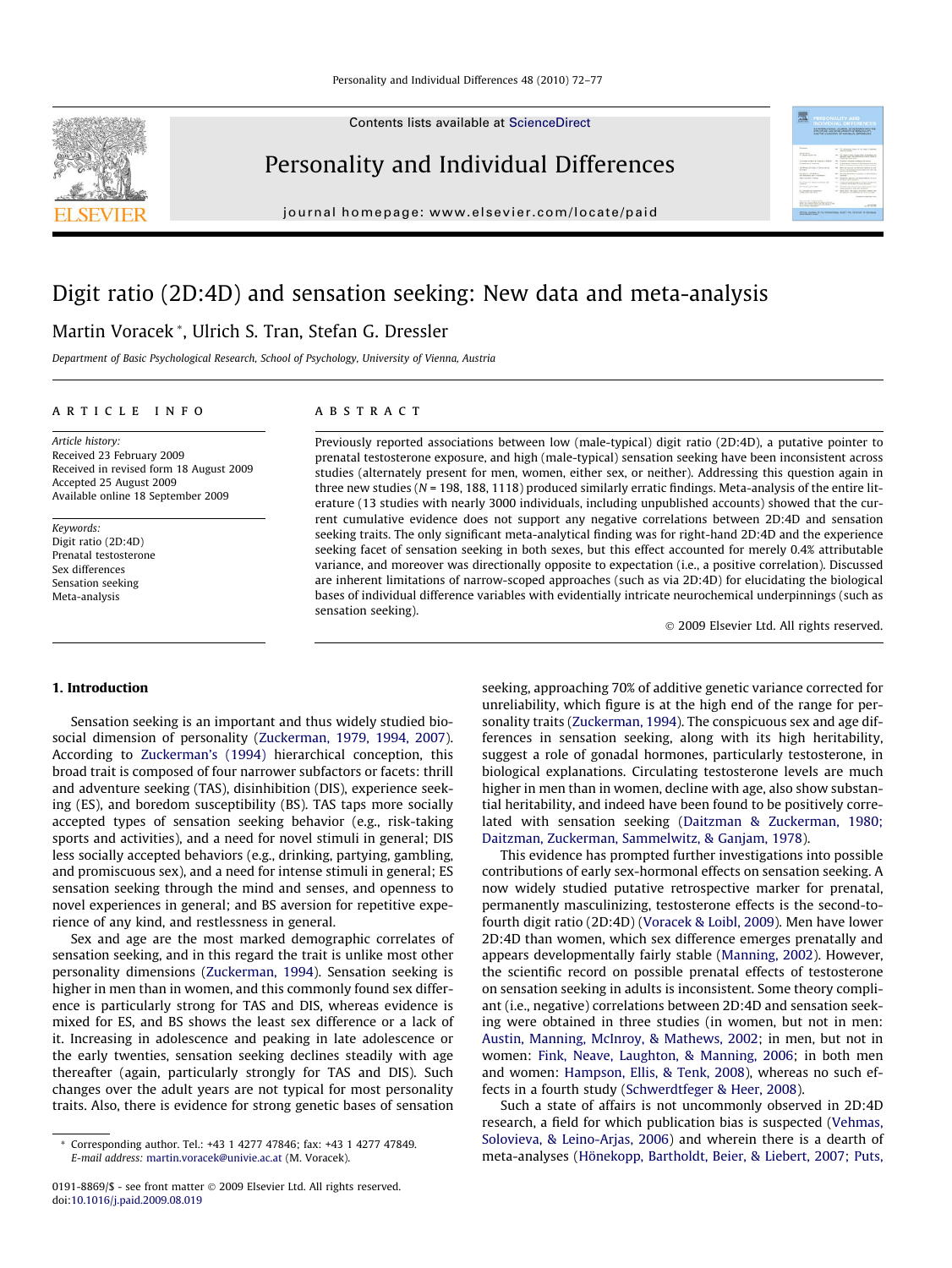# Digit ratio (2D:4D) and sensation seeking: New data and meta-analysis

Martin Voracek *, Ulrich S. Tran, Stefan G. Dressler

*Department of Basic Psychological Research, School of Psychology, University of Vienna, Austria*

## ARTICLE INFO

*Article history:*
Received 23 February 2009
Received in revised form 18 August 2009
Accepted 25 August 2009
Available online 18 September 2009

*Keywords:*
Digit ratio (2D:4D)
Prenatal testosterone
Sex differences
Sensation seeking
Meta-analysis

## ABSTRACT

Previously reported associations between low (male-typical) digit ratio (2D:4D), a putative pointer to prenatal testosterone exposure, and high (male-typical) sensation seeking have been inconsistent across studies (alternately present for men, women, either sex, or neither). Addressing this question again in three new studies (*N* = 198, 188, 1118) produced similarly erratic findings. Meta-analysis of the entire literature (13 studies with nearly 3000 individuals, including unpublished accounts) showed that the current cumulative evidence does not support any negative correlations between 2D:4D and sensation seeking traits. The only significant meta-analytical finding was for right-hand 2D:4D and the experience seeking facet of sensation seeking in both sexes, but this effect accounted for merely 0.4% attributable variance, and moreover was directionally opposite to expectation (i.e., a positive correlation). Discussed are inherent limitations of narrow-scoped approaches (such as via 2D:4D) for elucidating the biological bases of individual difference variables with evidentially intricate neurochemical underpinnings (such as sensation seeking).

© 2009 Elsevier Ltd. All rights reserved.

## 1. Introduction

Sensation seeking is an important and thus widely studied biosocial dimension of personality (Zuckerman, 1979, 1994, 2007). According to Zuckerman's (1994) hierarchical conception, this broad trait is composed of four narrower subfactors or facets: thrill and adventure seeking (TAS), disinhibition (DIS), experience seeking (ES), and boredom susceptibility (BS). TAS taps more socially accepted types of sensation seeking behavior (e.g., risk-taking sports and activities), and a need for novel stimuli in general; DIS less socially accepted behaviors (e.g., drinking, partying, gambling, and promiscuous sex), and a need for intense stimuli in general; ES sensation seeking through the mind and senses, and openness to novel experiences in general; and BS aversion for repetitive experience of any kind, and restlessness in general.

Sex and age are the most marked demographic correlates of sensation seeking, and in this regard the trait is unlike most other personality dimensions (Zuckerman, 1994). Sensation seeking is higher in men than in women, and this commonly found sex difference is particularly strong for TAS and DIS, whereas evidence is mixed for ES, and BS shows the least sex difference or a lack of it. Increasing in adolescence and peaking in late adolescence or the early twenties, sensation seeking declines steadily with age thereafter (again, particularly strongly for TAS and DIS). Such changes over the adult years are not typical for most personality traits. Also, there is evidence for strong genetic bases of sensation seeking, approaching 70% of additive genetic variance corrected for unreliability, which figure is at the high end of the range for personality traits (Zuckerman, 1994). The conspicuous sex and age differences in sensation seeking, along with its high heritability, suggest a role of gonadal hormones, particularly testosterone, in biological explanations. Circulating testosterone levels are much higher in men than in women, decline with age, also show substantial heritability, and indeed have been found to be positively correlated with sensation seeking (Daitzman & Zuckerman, 1980; Daitzman, Zuckerman, Sammelwitz, & Ganjam, 1978).

This evidence has prompted further investigations into possible contributions of early sex-hormonal effects on sensation seeking. A now widely studied putative retrospective marker for prenatal, permanently masculinizing, testosterone effects is the second-to-fourth digit ratio (2D:4D) (Voracek & Loibl, 2009). Men have lower 2D:4D than women, which sex difference emerges prenatally and appears developmentally fairly stable (Manning, 2002). However, the scientific record on possible prenatal effects of testosterone on sensation seeking in adults is inconsistent. Some theory compliant (i.e., negative) correlations between 2D:4D and sensation seeking were obtained in three studies (in women, but not in men: Austin, Manning, McInroy, & Mathews, 2002; in men, but not in women: Fink, Neave, Laughton, & Manning, 2006; in both men and women: Hampson, Ellis, & Tenk, 2008), whereas no such effects in a fourth study (Schwerdtfeger & Heer, 2008).

Such a state of affairs is not uncommonly observed in 2D:4D research, a field for which publication bias is suspected (Vehmas, Solovieva, & Leino-Arjas, 2006) and wherein there is a dearth of meta-analyses (Hönekopp, Bartholdt, Beier, & Liebert, 2007; Puts,

\* Corresponding author. Tel.: +43 1 4277 47846; fax: +43 1 4277 47849.
*E-mail address:* martin.voracek@univie.ac.at (M. Voracek).

0191-8869/$ - see front matter © 2009 Elsevier Ltd. All rights reserved.
doi:10.1016/j.paid.2009.08.019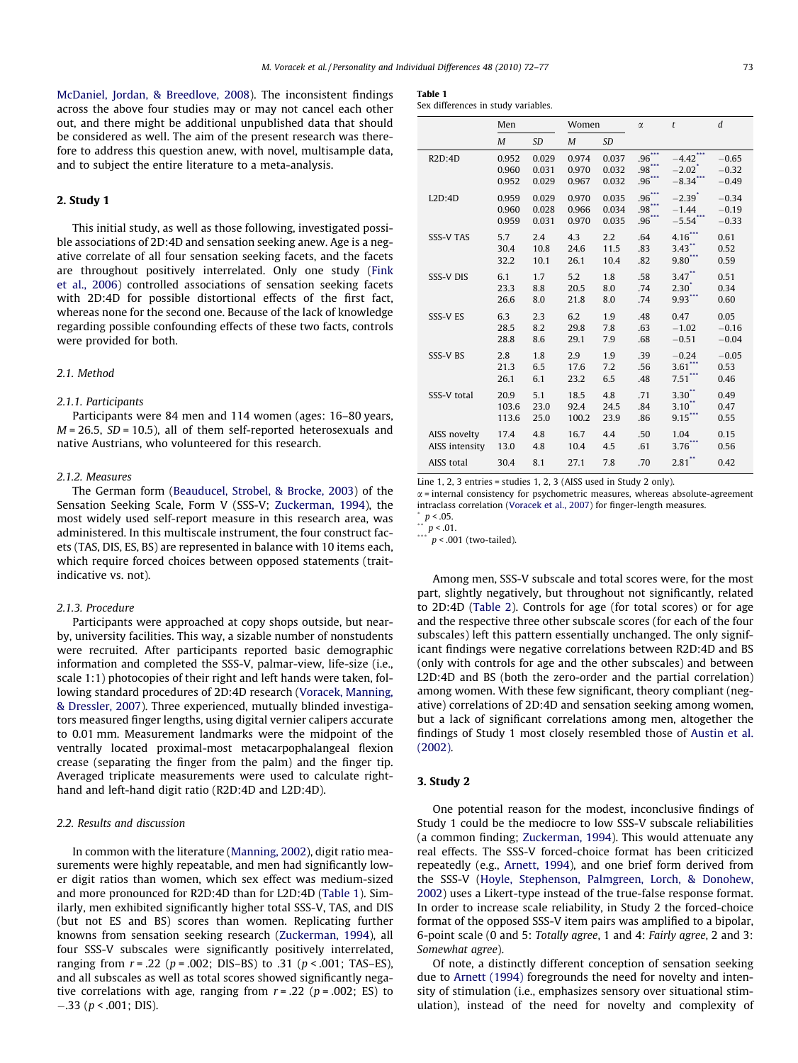McDaniel, Jordan, & Breedlove, 2008). The inconsistent findings across the above four studies may or may not cancel each other out, and there might be additional unpublished data that should be considered as well. The aim of the present research was therefore to address this question anew, with novel, multisample data, and to subject the entire literature to a meta-analysis.

## 2. Study 1

This initial study, as well as those following, investigated possible associations of 2D:4D and sensation seeking anew. Age is a negative correlate of all four sensation seeking facets, and the facets are throughout positively interrelated. Only one study (Fink et al., 2006) controlled associations of sensation seeking facets with 2D:4D for possible distortional effects of the first fact, whereas none for the second one. Because of the lack of knowledge regarding possible confounding effects of these two facts, controls were provided for both.

### 2.1. Method

#### 2.1.1. Participants

Participants were 84 men and 114 women (ages: 16–80 years, $M = 26.5$, $SD = 10.5$), all of them self-reported heterosexuals and native Austrians, who volunteered for this research.

#### 2.1.2. Measures

The German form (Beauducel, Strobel, & Brocke, 2003) of the Sensation Seeking Scale, Form V (SSS-V; Zuckerman, 1994), the most widely used self-report measure in this research area, was administered. In this multiscale instrument, the four construct facets (TAS, DIS, ES, BS) are represented in balance with 10 items each, which require forced choices between opposed statements (trait-indicative vs. not).

#### 2.1.3. Procedure

Participants were approached at copy shops outside, but nearby, university facilities. This way, a sizable number of nonstudents were recruited. After participants reported basic demographic information and completed the SSS-V, palmar-view, life-size (i.e., scale 1:1) photocopies of their right and left hands were taken, following standard procedures of 2D:4D research (Voracek, Manning, & Dressler, 2007). Three experienced, mutually blinded investigators measured finger lengths, using digital vernier calipers accurate to 0.01 mm. Measurement landmarks were the midpoint of the ventrally located proximal-most metacarpophalangeal flexion crease (separating the finger from the palm) and the finger tip. Averaged triplicate measurements were used to calculate right-hand and left-hand digit ratio (R2D:4D and L2D:4D).

### 2.2. Results and discussion

In common with the literature (Manning, 2002), digit ratio measurements were highly repeatable, and men had significantly lower digit ratios than women, which sex effect was medium-sized and more pronounced for R2D:4D than for L2D:4D (Table 1). Similarly, men exhibited significantly higher total SSS-V, TAS, and DIS (but not ES and BS) scores than women. Replicating further knowns from sensation seeking research (Zuckerman, 1994), all four SSS-V subscales were significantly positively interrelated, ranging from $r = .22$ ($p = .002$; DIS–BS) to .31 ($p < .001$; TAS–ES), and all subscales as well as total scores showed significantly negative correlations with age, ranging from $r = .22$ ($p = .002$; ES) to $-.33$ ($p < .001$; DIS).

**Table 1**
Sex differences in study variables.

| | Men | | Women | | $\alpha$ | $t$ | $d$ |
|---|---|---|---|---|---|---|---|
| | $M$ | $SD$ | $M$ | $SD$ | | | |
| R2D:4D | 0.952 | 0.029 | 0.974 | 0.037 | .96*** | −4.42*** | −0.65 |
| | 0.960 | 0.031 | 0.970 | 0.032 | .98*** | −2.02* | −0.32 |
| | 0.952 | 0.029 | 0.967 | 0.032 | .96*** | −8.34*** | −0.49 |
| L2D:4D | 0.959 | 0.029 | 0.970 | 0.035 | .96*** | −2.39* | −0.34 |
| | 0.960 | 0.028 | 0.966 | 0.034 | .98*** | −1.44 | −0.19 |
| | 0.959 | 0.031 | 0.970 | 0.035 | .96*** | −5.54*** | −0.33 |
| SSS-V TAS | 5.7 | 2.4 | 4.3 | 2.2 | .64 | 4.16*** | 0.61 |
| | 30.4 | 10.8 | 24.6 | 11.5 | .83 | 3.43** | 0.52 |
| | 32.2 | 10.1 | 26.1 | 10.4 | .82 | 9.80*** | 0.59 |
| SSS-V DIS | 6.1 | 1.7 | 5.2 | 1.8 | .58 | 3.47** | 0.51 |
| | 23.3 | 8.8 | 20.5 | 8.0 | .74 | 2.30* | 0.34 |
| | 26.6 | 8.0 | 21.8 | 8.0 | .74 | 9.93*** | 0.60 |
| SSS-V ES | 6.3 | 2.3 | 6.2 | 1.9 | .48 | 0.47 | 0.05 |
| | 28.5 | 8.2 | 29.8 | 7.8 | .63 | −1.02 | −0.16 |
| | 28.8 | 8.6 | 29.1 | 7.9 | .68 | −0.51 | −0.04 |
| SSS-V BS | 2.8 | 1.8 | 2.9 | 1.9 | .39 | −0.24 | −0.05 |
| | 21.3 | 6.5 | 17.6 | 7.2 | .56 | 3.61*** | 0.53 |
| | 26.1 | 6.1 | 23.2 | 6.5 | .48 | 7.51*** | 0.46 |
| SSS-V total | 20.9 | 5.1 | 18.5 | 4.8 | .71 | 3.30** | 0.49 |
| | 103.6 | 23.0 | 92.4 | 24.5 | .84 | 3.10** | 0.47 |
| | 113.6 | 25.0 | 100.2 | 23.9 | .86 | 9.15*** | 0.55 |
| AISS novelty | 17.4 | 4.8 | 16.7 | 4.4 | .50 | 1.04 | 0.15 |
| AISS intensity | 13.0 | 4.8 | 10.4 | 4.5 | .61 | 3.76*** | 0.56 |
| AISS total | 30.4 | 8.1 | 27.1 | 7.8 | .70 | 2.81** | 0.42 |

Line 1, 2, 3 entries = studies 1, 2, 3 (AISS used in Study 2 only).
$\alpha$ = internal consistency for psychometric measures, whereas absolute-agreement intraclass correlation (Voracek et al., 2007) for finger-length measures.
\* $p < .05$.
\*\* $p < .01$.
\*\*\* $p < .001$ (two-tailed).

Among men, SSS-V subscale and total scores were, for the most part, slightly negatively, but throughout not significantly, related to 2D:4D (Table 2). Controls for age (for total scores) or for age and the respective three other subscale scores (for each of the four subscales) left this pattern essentially unchanged. The only significant findings were negative correlations between R2D:4D and BS (only with controls for age and the other subscales) and between L2D:4D and BS (both the zero-order and the partial correlation) among women. With these few significant, theory compliant (negative) correlations of 2D:4D and sensation seeking among women, but a lack of significant correlations among men, altogether the findings of Study 1 most closely resembled those of Austin et al. (2002).

## 3. Study 2

One potential reason for the modest, inconclusive findings of Study 1 could be the mediocre to low SSS-V subscale reliabilities (a common finding; Zuckerman, 1994). This would attenuate any real effects. The SSS-V forced-choice format has been criticized repeatedly (e.g., Arnett, 1994), and one brief form derived from the SSS-V (Hoyle, Stephenson, Palmgreen, Lorch, & Donohew, 2002) uses a Likert-type instead of the true-false response format. In order to increase scale reliability, in Study 2 the forced-choice format of the opposed SSS-V item pairs was amplified to a bipolar, 6-point scale (0 and 5: *Totally agree*, 1 and 4: *Fairly agree*, 2 and 3: *Somewhat agree*).

Of note, a distinctly different conception of sensation seeking due to Arnett (1994) foregrounds the need for novelty and intensity of stimulation (i.e., emphasizes sensory over situational stimulation), instead of the need for novelty and complexity of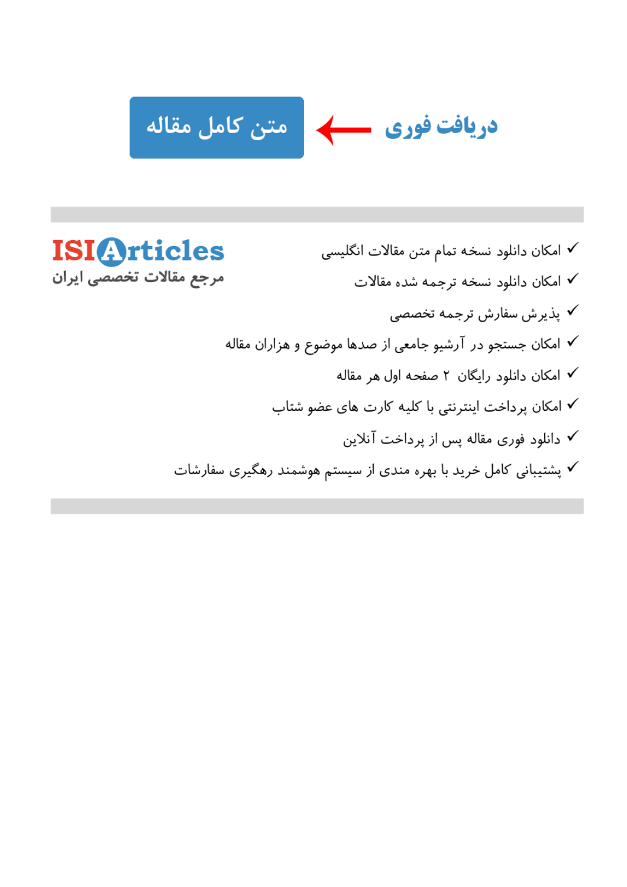دریافت فوری ← متن کامل مقاله

**ISIArticles**
مرجع مقالات تخصصی ایران

- ✓ امکان دانلود نسخه تمام متن مقالات انگلیسی
- ✓ امکان دانلود نسخه ترجمه شده مقالات
- ✓ پذیرش سفارش ترجمه تخصصی
- ✓ امکان جستجو در آرشیو جامعی از صدها موضوع و هزاران مقاله
- ✓ امکان دانلود رایگان ۲ صفحه اول هر مقاله
- ✓ امکان پرداخت اینترنتی با کلیه کارت های عضو شتاب
- ✓ دانلود فوری مقاله پس از پرداخت آنلاین
- ✓ پشتیبانی کامل خرید با بهره مندی از سیستم هوشمند رهگیری سفارشات